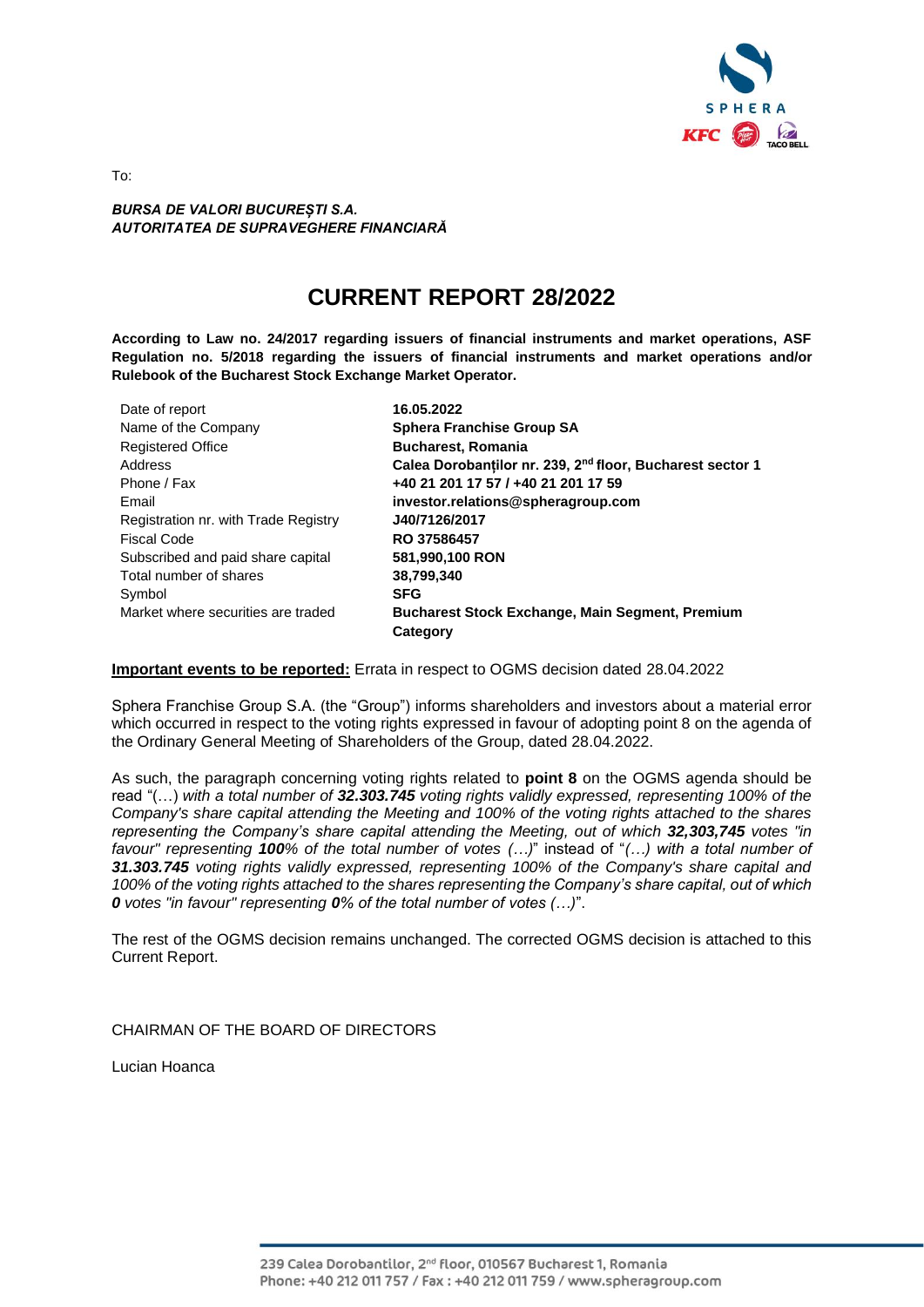To:

***BURSA DE VALORI BUCUREȘTI S.A.***
***AUTORITATEA DE SUPRAVEGHERE FINANCIARĂ***

# CURRENT REPORT 28/2022

**According to Law no. 24/2017 regarding issuers of financial instruments and market operations, ASF Regulation no. 5/2018 regarding the issuers of financial instruments and market operations and/or Rulebook of the Bucharest Stock Exchange Market Operator.**

| | |
|---|---|
| Date of report | **16.05.2022** |
| Name of the Company | **Sphera Franchise Group SA** |
| Registered Office | **Bucharest, Romania** |
| Address | **Calea Dorobanților nr. 239, 2nd floor, Bucharest sector 1** |
| Phone / Fax | **+40 21 201 17 57 / +40 21 201 17 59** |
| Email | **investor.relations@spheragroup.com** |
| Registration nr. with Trade Registry | **J40/7126/2017** |
| Fiscal Code | **RO 37586457** |
| Subscribed and paid share capital | **581,990,100 RON** |
| Total number of shares | **38,799,340** |
| Symbol | **SFG** |
| Market where securities are traded | **Bucharest Stock Exchange, Main Segment, Premium Category** |

**Important events to be reported:** Errata in respect to OGMS decision dated 28.04.2022

Sphera Franchise Group S.A. (the "Group") informs shareholders and investors about a material error which occurred in respect to the voting rights expressed in favour of adopting point 8 on the agenda of the Ordinary General Meeting of Shareholders of the Group, dated 28.04.2022.

As such, the paragraph concerning voting rights related to **point 8** on the OGMS agenda should be read "(…) *with a total number of* ***32.303.745*** *voting rights validly expressed, representing 100% of the Company's share capital attending the Meeting and 100% of the voting rights attached to the shares representing the Company's share capital attending the Meeting, out of which* ***32,303,745*** *votes "in favour" representing* ***100****% of the total number of votes (…)*" instead of "*(…) with a total number of* ***31.303.745*** *voting rights validly expressed, representing 100% of the Company's share capital and 100% of the voting rights attached to the shares representing the Company's share capital, out of which* ***0*** *votes "in favour" representing* ***0****% of the total number of votes (…)*".

The rest of the OGMS decision remains unchanged. The corrected OGMS decision is attached to this Current Report.

CHAIRMAN OF THE BOARD OF DIRECTORS

Lucian Hoanca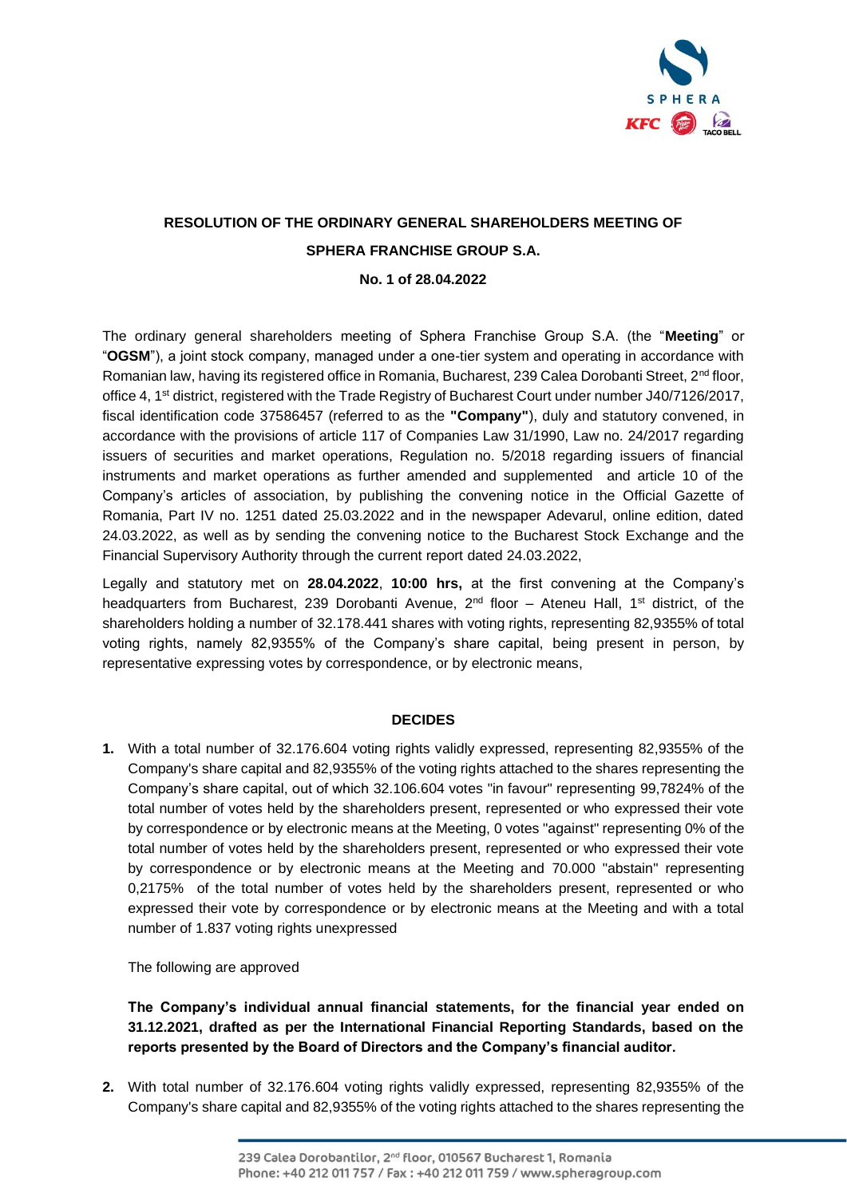**RESOLUTION OF THE ORDINARY GENERAL SHAREHOLDERS MEETING OF**

**SPHERA FRANCHISE GROUP S.A.**

**No. 1 of 28.04.2022**

The ordinary general shareholders meeting of Sphera Franchise Group S.A. (the "**Meeting**" or "**OGSM**"), a joint stock company, managed under a one-tier system and operating in accordance with Romanian law, having its registered office in Romania, Bucharest, 239 Calea Dorobanti Street, 2nd floor, office 4, 1st district, registered with the Trade Registry of Bucharest Court under number J40/7126/2017, fiscal identification code 37586457 (referred to as the **"Company"**), duly and statutory convened, in accordance with the provisions of article 117 of Companies Law 31/1990, Law no. 24/2017 regarding issuers of securities and market operations, Regulation no. 5/2018 regarding issuers of financial instruments and market operations as further amended and supplemented and article 10 of the Company's articles of association, by publishing the convening notice in the Official Gazette of Romania, Part IV no. 1251 dated 25.03.2022 and in the newspaper Adevarul, online edition, dated 24.03.2022, as well as by sending the convening notice to the Bucharest Stock Exchange and the Financial Supervisory Authority through the current report dated 24.03.2022,

Legally and statutory met on **28.04.2022**, **10:00 hrs,** at the first convening at the Company's headquarters from Bucharest, 239 Dorobanti Avenue, 2nd floor – Ateneu Hall, 1st district, of the shareholders holding a number of 32.178.441 shares with voting rights, representing 82,9355% of total voting rights, namely 82,9355% of the Company's share capital, being present in person, by representative expressing votes by correspondence, or by electronic means,

**DECIDES**

1. With a total number of 32.176.604 voting rights validly expressed, representing 82,9355% of the Company's share capital and 82,9355% of the voting rights attached to the shares representing the Company's share capital, out of which 32.106.604 votes "in favour" representing 99,7824% of the total number of votes held by the shareholders present, represented or who expressed their vote by correspondence or by electronic means at the Meeting, 0 votes "against" representing 0% of the total number of votes held by the shareholders present, represented or who expressed their vote by correspondence or by electronic means at the Meeting and 70.000 "abstain" representing 0,2175% of the total number of votes held by the shareholders present, represented or who expressed their vote by correspondence or by electronic means at the Meeting and with a total number of 1.837 voting rights unexpressed

   The following are approved

   **The Company's individual annual financial statements, for the financial year ended on 31.12.2021, drafted as per the International Financial Reporting Standards, based on the reports presented by the Board of Directors and the Company's financial auditor.**

2. With total number of 32.176.604 voting rights validly expressed, representing 82,9355% of the Company's share capital and 82,9355% of the voting rights attached to the shares representing the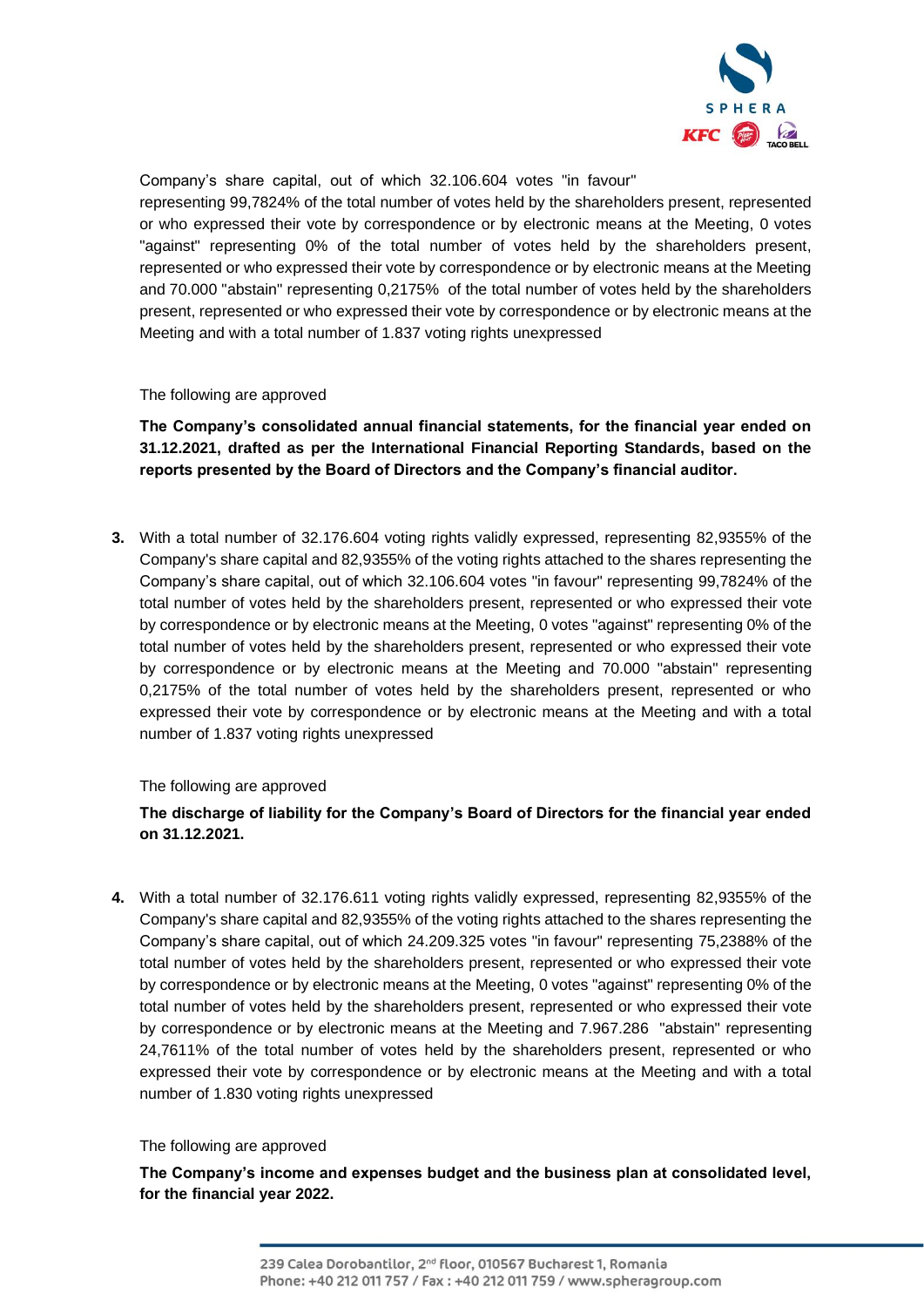Company's share capital, out of which 32.106.604 votes "in favour" representing 99,7824% of the total number of votes held by the shareholders present, represented or who expressed their vote by correspondence or by electronic means at the Meeting, 0 votes "against" representing 0% of the total number of votes held by the shareholders present, represented or who expressed their vote by correspondence or by electronic means at the Meeting and 70.000 "abstain" representing 0,2175% of the total number of votes held by the shareholders present, represented or who expressed their vote by correspondence or by electronic means at the Meeting and with a total number of 1.837 voting rights unexpressed

The following are approved

**The Company's consolidated annual financial statements, for the financial year ended on 31.12.2021, drafted as per the International Financial Reporting Standards, based on the reports presented by the Board of Directors and the Company's financial auditor.**

3. With a total number of 32.176.604 voting rights validly expressed, representing 82,9355% of the Company's share capital and 82,9355% of the voting rights attached to the shares representing the Company's share capital, out of which 32.106.604 votes "in favour" representing 99,7824% of the total number of votes held by the shareholders present, represented or who expressed their vote by correspondence or by electronic means at the Meeting, 0 votes "against" representing 0% of the total number of votes held by the shareholders present, represented or who expressed their vote by correspondence or by electronic means at the Meeting and 70.000 "abstain" representing 0,2175% of the total number of votes held by the shareholders present, represented or who expressed their vote by correspondence or by electronic means at the Meeting and with a total number of 1.837 voting rights unexpressed

   The following are approved

   **The discharge of liability for the Company's Board of Directors for the financial year ended on 31.12.2021.**

4. With a total number of 32.176.611 voting rights validly expressed, representing 82,9355% of the Company's share capital and 82,9355% of the voting rights attached to the shares representing the Company's share capital, out of which 24.209.325 votes "in favour" representing 75,2388% of the total number of votes held by the shareholders present, represented or who expressed their vote by correspondence or by electronic means at the Meeting, 0 votes "against" representing 0% of the total number of votes held by the shareholders present, represented or who expressed their vote by correspondence or by electronic means at the Meeting and 7.967.286 "abstain" representing 24,7611% of the total number of votes held by the shareholders present, represented or who expressed their vote by correspondence or by electronic means at the Meeting and with a total number of 1.830 voting rights unexpressed

   The following are approved

   **The Company's income and expenses budget and the business plan at consolidated level, for the financial year 2022.**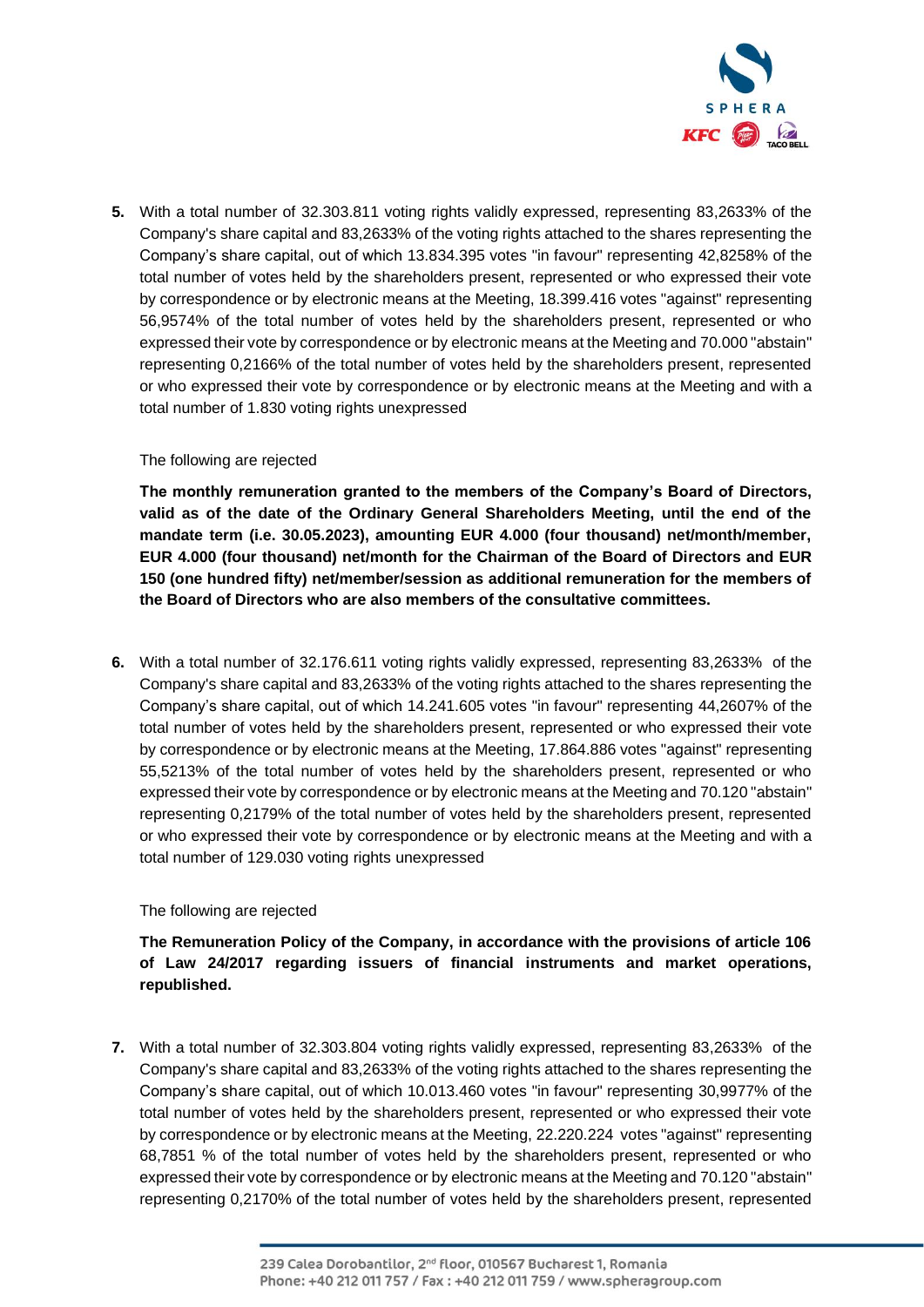5. With a total number of 32.303.811 voting rights validly expressed, representing 83,2633% of the Company's share capital and 83,2633% of the voting rights attached to the shares representing the Company's share capital, out of which 13.834.395 votes "in favour" representing 42,8258% of the total number of votes held by the shareholders present, represented or who expressed their vote by correspondence or by electronic means at the Meeting, 18.399.416 votes "against" representing 56,9574% of the total number of votes held by the shareholders present, represented or who expressed their vote by correspondence or by electronic means at the Meeting and 70.000 "abstain" representing 0,2166% of the total number of votes held by the shareholders present, represented or who expressed their vote by correspondence or by electronic means at the Meeting and with a total number of 1.830 voting rights unexpressed

   The following are rejected

   **The monthly remuneration granted to the members of the Company's Board of Directors, valid as of the date of the Ordinary General Shareholders Meeting, until the end of the mandate term (i.e. 30.05.2023), amounting EUR 4.000 (four thousand) net/month/member, EUR 4.000 (four thousand) net/month for the Chairman of the Board of Directors and EUR 150 (one hundred fifty) net/member/session as additional remuneration for the members of the Board of Directors who are also members of the consultative committees.**

6. With a total number of 32.176.611 voting rights validly expressed, representing 83,2633% of the Company's share capital and 83,2633% of the voting rights attached to the shares representing the Company's share capital, out of which 14.241.605 votes "in favour" representing 44,2607% of the total number of votes held by the shareholders present, represented or who expressed their vote by correspondence or by electronic means at the Meeting, 17.864.886 votes "against" representing 55,5213% of the total number of votes held by the shareholders present, represented or who expressed their vote by correspondence or by electronic means at the Meeting and 70.120 "abstain" representing 0,2179% of the total number of votes held by the shareholders present, represented or who expressed their vote by correspondence or by electronic means at the Meeting and with a total number of 129.030 voting rights unexpressed

   The following are rejected

   **The Remuneration Policy of the Company, in accordance with the provisions of article 106 of Law 24/2017 regarding issuers of financial instruments and market operations, republished.**

7. With a total number of 32.303.804 voting rights validly expressed, representing 83,2633% of the Company's share capital and 83,2633% of the voting rights attached to the shares representing the Company's share capital, out of which 10.013.460 votes "in favour" representing 30,9977% of the total number of votes held by the shareholders present, represented or who expressed their vote by correspondence or by electronic means at the Meeting, 22.220.224 votes "against" representing 68,7851 % of the total number of votes held by the shareholders present, represented or who expressed their vote by correspondence or by electronic means at the Meeting and 70.120 "abstain" representing 0,2170% of the total number of votes held by the shareholders present, represented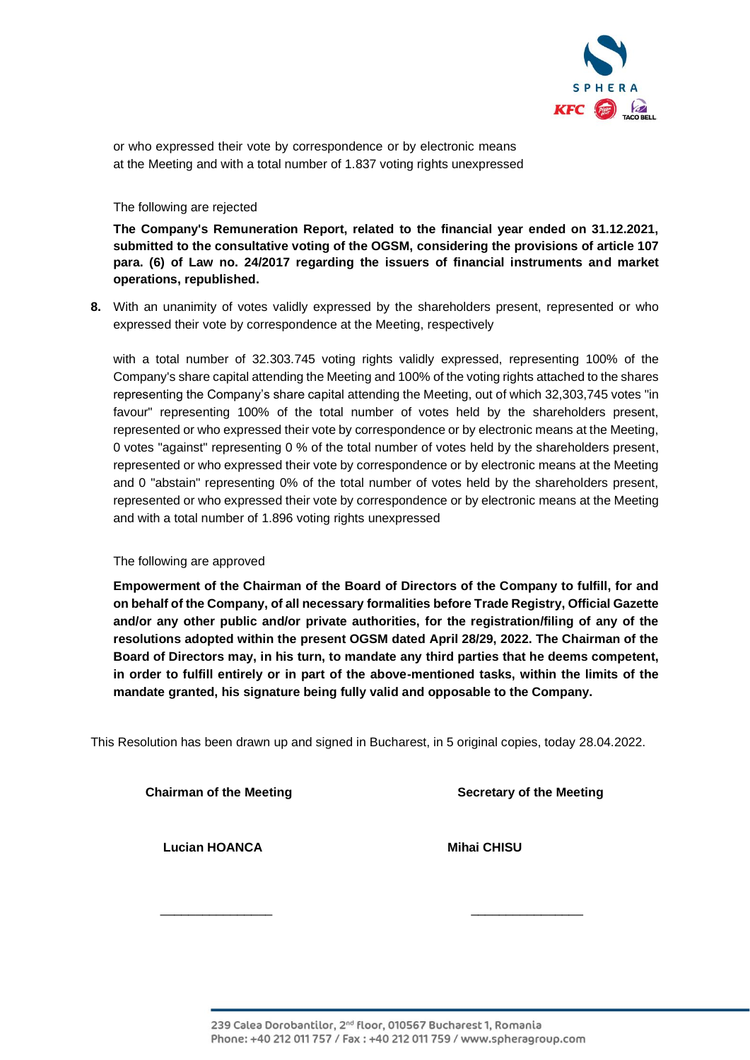or who expressed their vote by correspondence or by electronic means at the Meeting and with a total number of 1.837 voting rights unexpressed

The following are rejected

**The Company's Remuneration Report, related to the financial year ended on 31.12.2021, submitted to the consultative voting of the OGSM, considering the provisions of article 107 para. (6) of Law no. 24/2017 regarding the issuers of financial instruments and market operations, republished.**

**8.** With an unanimity of votes validly expressed by the shareholders present, represented or who expressed their vote by correspondence at the Meeting, respectively

with a total number of 32.303.745 voting rights validly expressed, representing 100% of the Company's share capital attending the Meeting and 100% of the voting rights attached to the shares representing the Company's share capital attending the Meeting, out of which 32,303,745 votes "in favour" representing 100% of the total number of votes held by the shareholders present, represented or who expressed their vote by correspondence or by electronic means at the Meeting, 0 votes "against" representing 0 % of the total number of votes held by the shareholders present, represented or who expressed their vote by correspondence or by electronic means at the Meeting and 0 "abstain" representing 0% of the total number of votes held by the shareholders present, represented or who expressed their vote by correspondence or by electronic means at the Meeting and with a total number of 1.896 voting rights unexpressed

The following are approved

**Empowerment of the Chairman of the Board of Directors of the Company to fulfill, for and on behalf of the Company, of all necessary formalities before Trade Registry, Official Gazette and/or any other public and/or private authorities, for the registration/filing of any of the resolutions adopted within the present OGSM dated April 28/29, 2022. The Chairman of the Board of Directors may, in his turn, to mandate any third parties that he deems competent, in order to fulfill entirely or in part of the above-mentioned tasks, within the limits of the mandate granted, his signature being fully valid and opposable to the Company.**

This Resolution has been drawn up and signed in Bucharest, in 5 original copies, today 28.04.2022.

| | |
|---|---|
| **Chairman of the Meeting** | **Secretary of the Meeting** |
| **Lucian HOANCA** | **Mihai CHISU** |
| _______________ | _______________ |